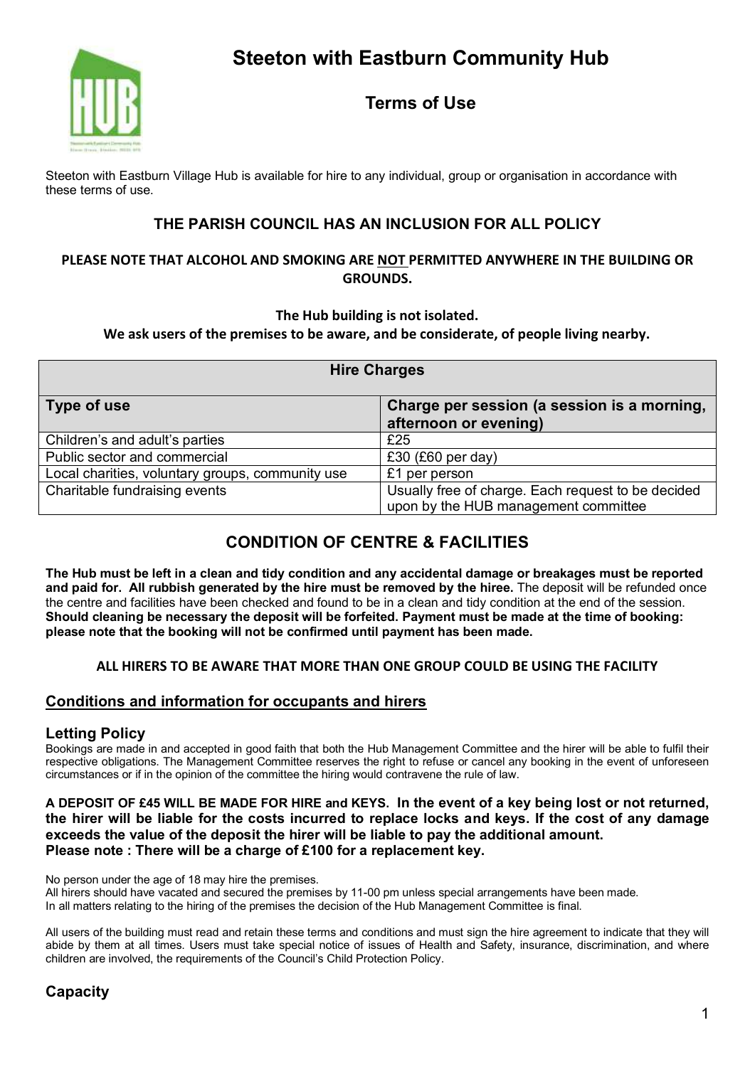# Steeton with Eastburn Community Hub

## Terms of Use

Steeton with Eastburn Village Hub is available for hire to any individual, group or organisation in accordance with these terms of use.

### THE PARISH COUNCIL HAS AN INCLUSION FOR ALL POLICY

**PLEASE NOTE THAT ALCOHOL AND SMOKING ARE <u>NOT</u> PERMITTED ANYWHERE IN THE BUILDING OR GROUNDS.**

**The Hub building is not isolated.**
**We ask users of the premises to be aware, and be considerate, of people living nearby.**

| Hire Charges | |
|---|---|
| **Type of use** | **Charge per session (a session is a morning, afternoon or evening)** |
| Children's and adult's parties | £25 |
| Public sector and commercial | £30 (£60 per day) |
| Local charities, voluntary groups, community use | £1 per person |
| Charitable fundraising events | Usually free of charge. Each request to be decided upon by the HUB management committee |

## CONDITION OF CENTRE & FACILITIES

**The Hub must be left in a clean and tidy condition and any accidental damage or breakages must be reported and paid for. All rubbish generated by the hire must be removed by the hiree.** The deposit will be refunded once the centre and facilities have been checked and found to be in a clean and tidy condition at the end of the session. **Should cleaning be necessary the deposit will be forfeited. Payment must be made at the time of booking: please note that the booking will not be confirmed until payment has been made.**

**ALL HIRERS TO BE AWARE THAT MORE THAN ONE GROUP COULD BE USING THE FACILITY**

### <u>Conditions and information for occupants and hirers</u>

### Letting Policy

Bookings are made in and accepted in good faith that both the Hub Management Committee and the hirer will be able to fulfil their respective obligations. The Management Committee reserves the right to refuse or cancel any booking in the event of unforeseen circumstances or if in the opinion of the committee the hiring would contravene the rule of law.

**A DEPOSIT OF £45 WILL BE MADE FOR HIRE and KEYS. In the event of a key being lost or not returned, the hirer will be liable for the costs incurred to replace locks and keys. If the cost of any damage exceeds the value of the deposit the hirer will be liable to pay the additional amount.**
**Please note : There will be a charge of £100 for a replacement key.**

No person under the age of 18 may hire the premises.
All hirers should have vacated and secured the premises by 11-00 pm unless special arrangements have been made.
In all matters relating to the hiring of the premises the decision of the Hub Management Committee is final.

All users of the building must read and retain these terms and conditions and must sign the hire agreement to indicate that they will abide by them at all times. Users must take special notice of issues of Health and Safety, insurance, discrimination, and where children are involved, the requirements of the Council's Child Protection Policy.

### Capacity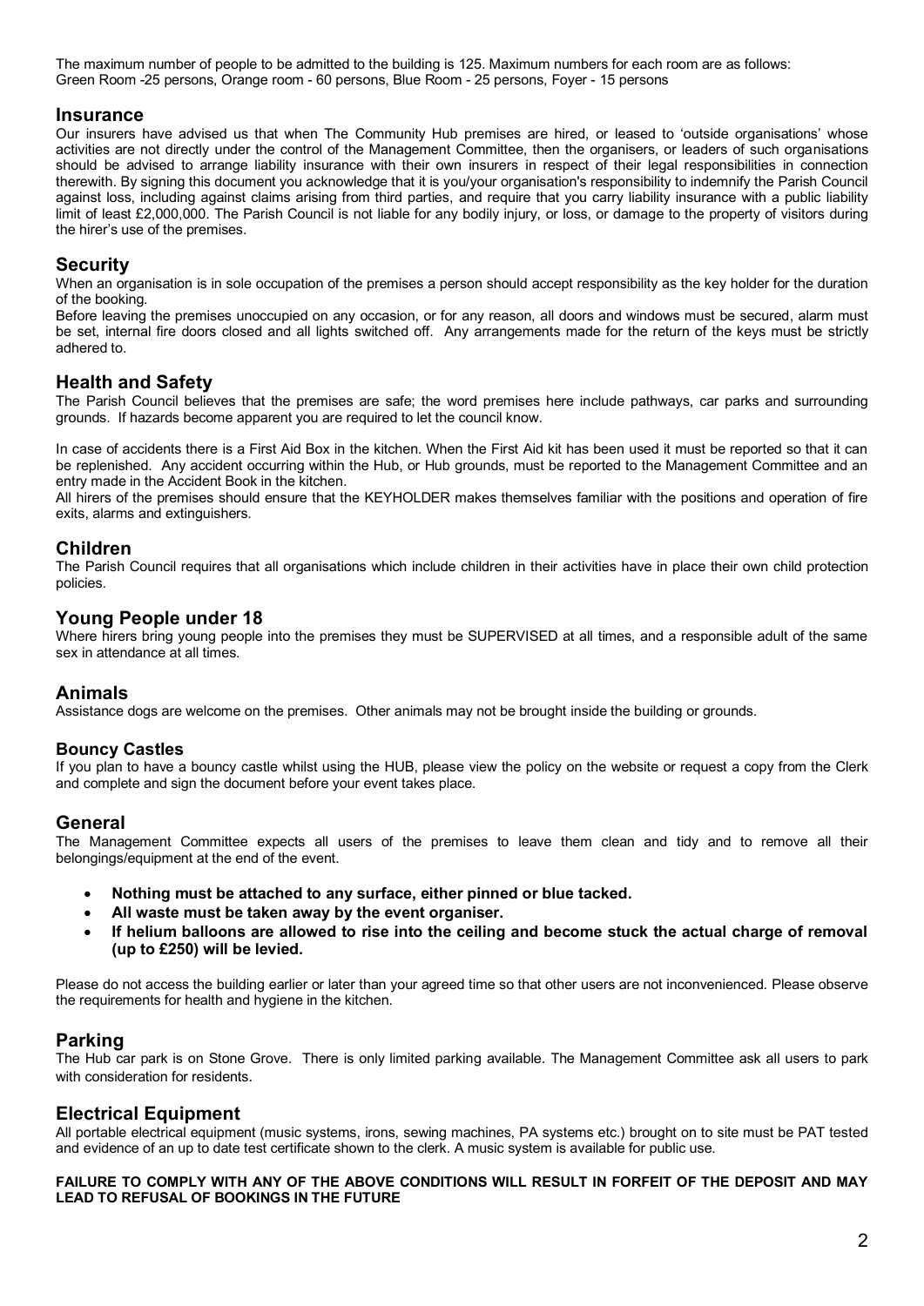The maximum number of people to be admitted to the building is 125. Maximum numbers for each room are as follows:
Green Room -25 persons, Orange room - 60 persons, Blue Room - 25 persons, Foyer - 15 persons

## Insurance

Our insurers have advised us that when The Community Hub premises are hired, or leased to 'outside organisations' whose activities are not directly under the control of the Management Committee, then the organisers, or leaders of such organisations should be advised to arrange liability insurance with their own insurers in respect of their legal responsibilities in connection therewith. By signing this document you acknowledge that it is you/your organisation's responsibility to indemnify the Parish Council against loss, including against claims arising from third parties, and require that you carry liability insurance with a public liability limit of least £2,000,000. The Parish Council is not liable for any bodily injury, or loss, or damage to the property of visitors during the hirer's use of the premises.

## Security

When an organisation is in sole occupation of the premises a person should accept responsibility as the key holder for the duration of the booking.

Before leaving the premises unoccupied on any occasion, or for any reason, all doors and windows must be secured, alarm must be set, internal fire doors closed and all lights switched off. Any arrangements made for the return of the keys must be strictly adhered to.

## Health and Safety

The Parish Council believes that the premises are safe; the word premises here include pathways, car parks and surrounding grounds. If hazards become apparent you are required to let the council know.

In case of accidents there is a First Aid Box in the kitchen. When the First Aid kit has been used it must be reported so that it can be replenished. Any accident occurring within the Hub, or Hub grounds, must be reported to the Management Committee and an entry made in the Accident Book in the kitchen.

All hirers of the premises should ensure that the KEYHOLDER makes themselves familiar with the positions and operation of fire exits, alarms and extinguishers.

## Children

The Parish Council requires that all organisations which include children in their activities have in place their own child protection policies.

## Young People under 18

Where hirers bring young people into the premises they must be SUPERVISED at all times, and a responsible adult of the same sex in attendance at all times.

## Animals

Assistance dogs are welcome on the premises. Other animals may not be brought inside the building or grounds.

### Bouncy Castles

If you plan to have a bouncy castle whilst using the HUB, please view the policy on the website or request a copy from the Clerk and complete and sign the document before your event takes place.

## General

The Management Committee expects all users of the premises to leave them clean and tidy and to remove all their belongings/equipment at the end of the event.

- **Nothing must be attached to any surface, either pinned or blue tacked.**
- **All waste must be taken away by the event organiser.**
- **If helium balloons are allowed to rise into the ceiling and become stuck the actual charge of removal (up to £250) will be levied.**

Please do not access the building earlier or later than your agreed time so that other users are not inconvenienced. Please observe the requirements for health and hygiene in the kitchen.

## Parking

The Hub car park is on Stone Grove. There is only limited parking available. The Management Committee ask all users to park with consideration for residents.

## Electrical Equipment

All portable electrical equipment (music systems, irons, sewing machines, PA systems etc.) brought on to site must be PAT tested and evidence of an up to date test certificate shown to the clerk. A music system is available for public use.

**FAILURE TO COMPLY WITH ANY OF THE ABOVE CONDITIONS WILL RESULT IN FORFEIT OF THE DEPOSIT AND MAY LEAD TO REFUSAL OF BOOKINGS IN THE FUTURE**